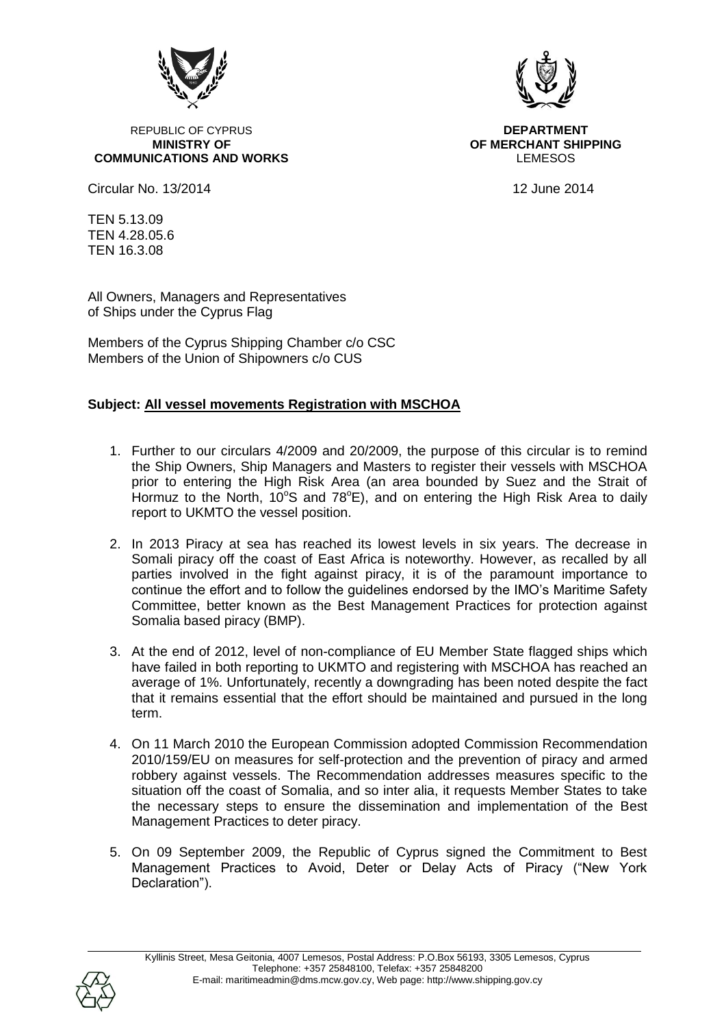REPUBLIC OF CYPRUS
**MINISTRY OF COMMUNICATIONS AND WORKS**

**DEPARTMENT OF MERCHANT SHIPPING**
LEMESOS

Circular No. 13/2014

12 June 2014

TEN 5.13.09
TEN 4.28.05.6
TEN 16.3.08

All Owners, Managers and Representatives
of Ships under the Cyprus Flag

Members of the Cyprus Shipping Chamber c/o CSC
Members of the Union of Shipowners c/o CUS

**Subject: All vessel movements Registration with MSCHOA**

1. Further to our circulars 4/2009 and 20/2009, the purpose of this circular is to remind the Ship Owners, Ship Managers and Masters to register their vessels with MSCHOA prior to entering the High Risk Area (an area bounded by Suez and the Strait of Hormuz to the North, $10^{o}$S and $78^{o}$E), and on entering the High Risk Area to daily report to UKMTO the vessel position.

2. In 2013 Piracy at sea has reached its lowest levels in six years. The decrease in Somali piracy off the coast of East Africa is noteworthy. However, as recalled by all parties involved in the fight against piracy, it is of the paramount importance to continue the effort and to follow the guidelines endorsed by the IMO's Maritime Safety Committee, better known as the Best Management Practices for protection against Somalia based piracy (BMP).

3. At the end of 2012, level of non-compliance of EU Member State flagged ships which have failed in both reporting to UKMTO and registering with MSCHOA has reached an average of 1%. Unfortunately, recently a downgrading has been noted despite the fact that it remains essential that the effort should be maintained and pursued in the long term.

4. On 11 March 2010 the European Commission adopted Commission Recommendation 2010/159/EU on measures for self-protection and the prevention of piracy and armed robbery against vessels. The Recommendation addresses measures specific to the situation off the coast of Somalia, and so inter alia, it requests Member States to take the necessary steps to ensure the dissemination and implementation of the Best Management Practices to deter piracy.

5. On 09 September 2009, the Republic of Cyprus signed the Commitment to Best Management Practices to Avoid, Deter or Delay Acts of Piracy ("New York Declaration").

Kyllinis Street, Mesa Geitonia, 4007 Lemesos, Postal Address: P.O.Box 56193, 3305 Lemesos, Cyprus
Telephone: +357 25848100, Telefax: +357 25848200
E-mail: maritimeadmin@dms.mcw.gov.cy, Web page: http://www.shipping.gov.cy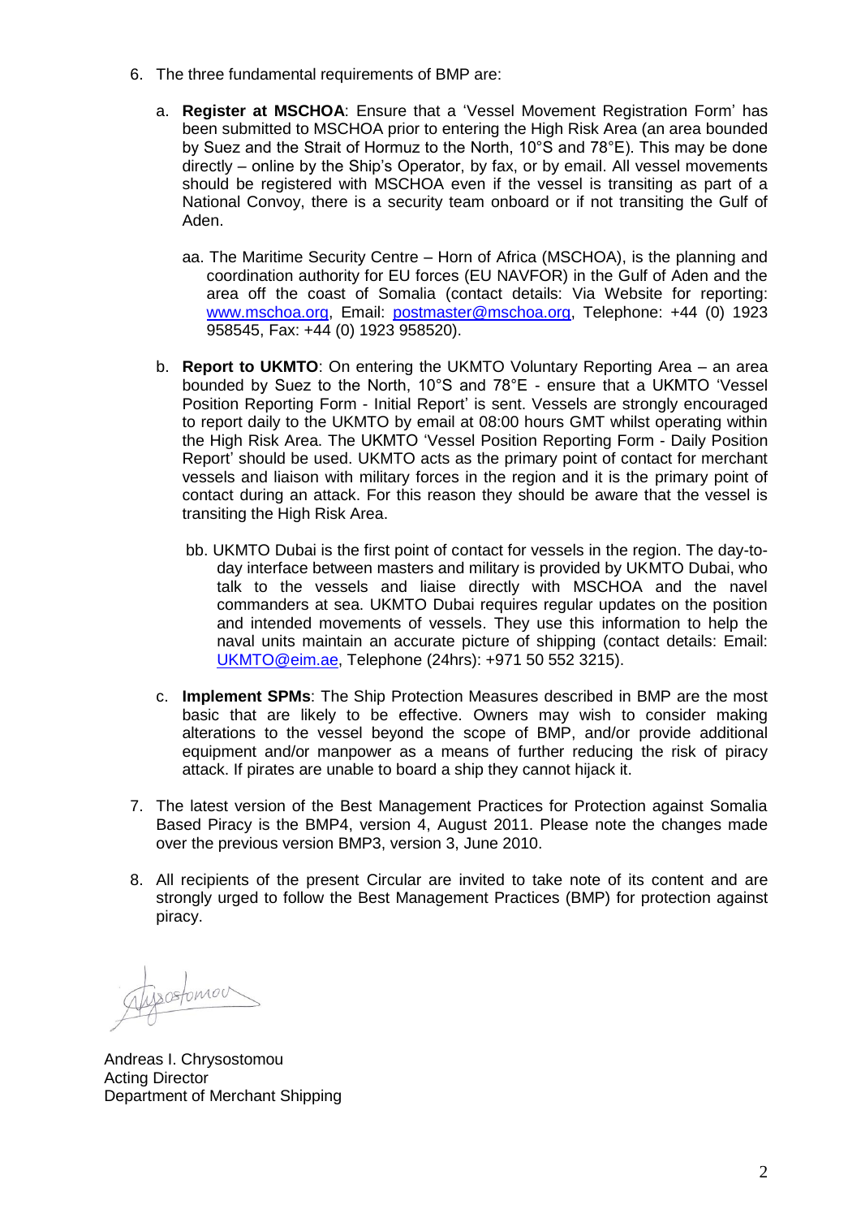6. The three fundamental requirements of BMP are:

   a. **Register at MSCHOA**: Ensure that a 'Vessel Movement Registration Form' has been submitted to MSCHOA prior to entering the High Risk Area (an area bounded by Suez and the Strait of Hormuz to the North, 10°S and 78°E). This may be done directly – online by the Ship's Operator, by fax, or by email. All vessel movements should be registered with MSCHOA even if the vessel is transiting as part of a National Convoy, there is a security team onboard or if not transiting the Gulf of Aden.

      aa. The Maritime Security Centre – Horn of Africa (MSCHOA), is the planning and coordination authority for EU forces (EU NAVFOR) in the Gulf of Aden and the area off the coast of Somalia (contact details: Via Website for reporting: www.mschoa.org, Email: postmaster@mschoa.org, Telephone: +44 (0) 1923 958545, Fax: +44 (0) 1923 958520).

   b. **Report to UKMTO**: On entering the UKMTO Voluntary Reporting Area – an area bounded by Suez to the North, 10°S and 78°E - ensure that a UKMTO 'Vessel Position Reporting Form - Initial Report' is sent. Vessels are strongly encouraged to report daily to the UKMTO by email at 08:00 hours GMT whilst operating within the High Risk Area. The UKMTO 'Vessel Position Reporting Form - Daily Position Report' should be used. UKMTO acts as the primary point of contact for merchant vessels and liaison with military forces in the region and it is the primary point of contact during an attack. For this reason they should be aware that the vessel is transiting the High Risk Area.

      bb. UKMTO Dubai is the first point of contact for vessels in the region. The day-to-day interface between masters and military is provided by UKMTO Dubai, who talk to the vessels and liaise directly with MSCHOA and the navel commanders at sea. UKMTO Dubai requires regular updates on the position and intended movements of vessels. They use this information to help the naval units maintain an accurate picture of shipping (contact details: Email: UKMTO@eim.ae, Telephone (24hrs): +971 50 552 3215).

   c. **Implement SPMs**: The Ship Protection Measures described in BMP are the most basic that are likely to be effective. Owners may wish to consider making alterations to the vessel beyond the scope of BMP, and/or provide additional equipment and/or manpower as a means of further reducing the risk of piracy attack. If pirates are unable to board a ship they cannot hijack it.

7. The latest version of the Best Management Practices for Protection against Somalia Based Piracy is the BMP4, version 4, August 2011. Please note the changes made over the previous version BMP3, version 3, June 2010.

8. All recipients of the present Circular are invited to take note of its content and are strongly urged to follow the Best Management Practices (BMP) for protection against piracy.

Andreas I. Chrysostomou
Acting Director
Department of Merchant Shipping